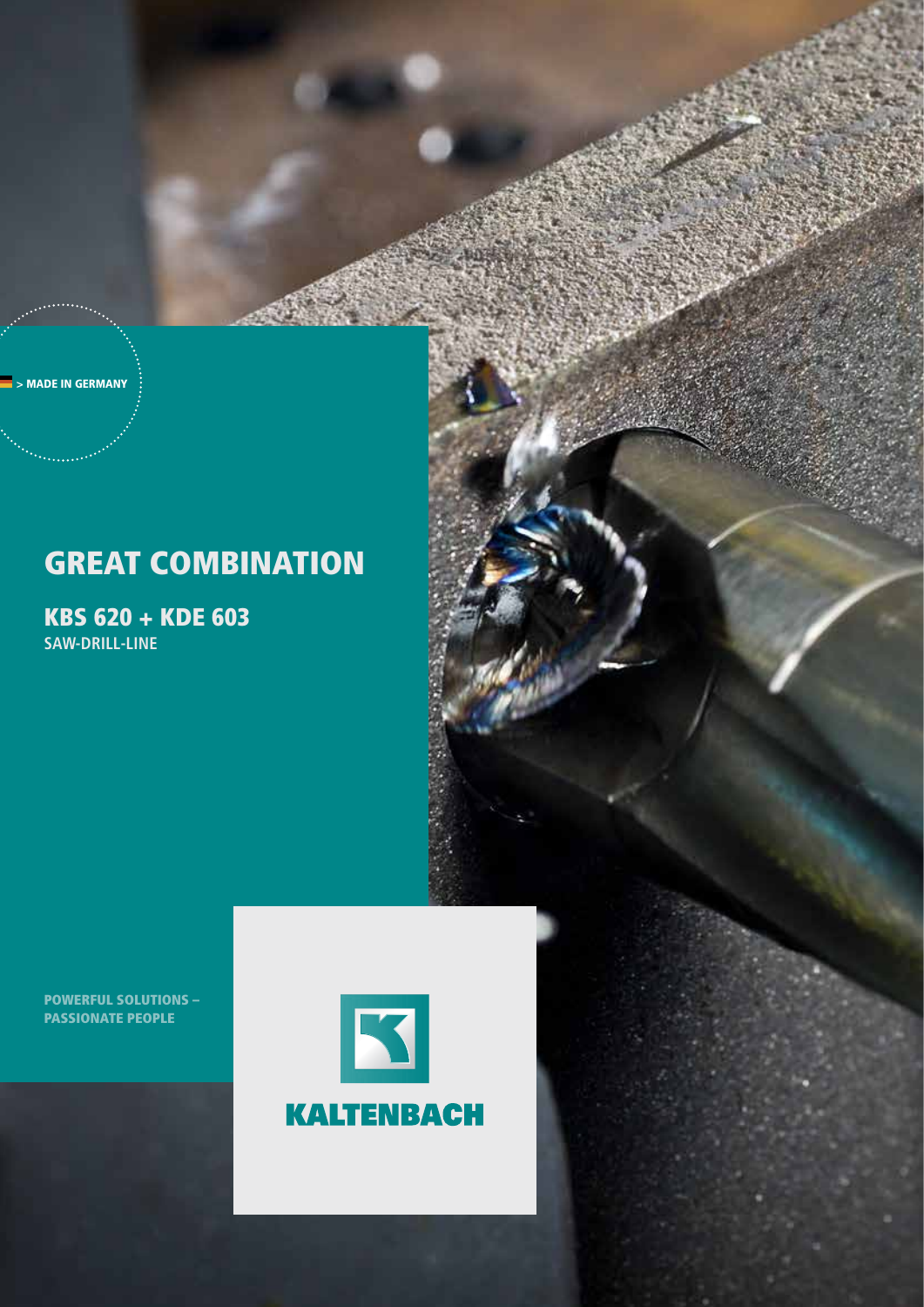> MADE IN GERMANY

# GREAT COMBINATION

## KBS 620 + KDE 603

SAW-DRILL-LINE

POWERFUL SOLUTIONS –
PASSIONATE PEOPLE

KALTENBACH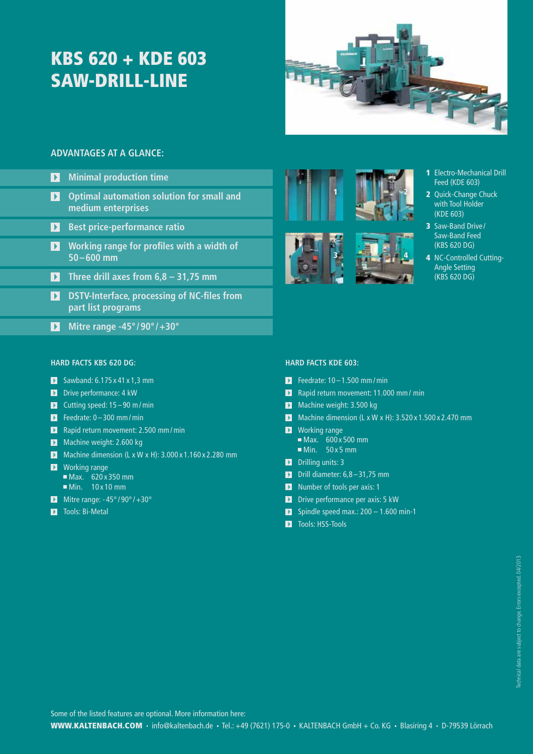# KBS 620 + KDE 603 SAW-DRILL-LINE

## ADVANTAGES AT A GLANCE:

- Minimal production time
- Optimal automation solution for small and medium enterprises
- Best price-performance ratio
- Working range for profiles with a width of 50 – 600 mm
- Three drill axes from 6,8 – 31,75 mm
- DSTV-Interface, processing of NC-files from part list programs
- Mitre range -45° / 90° / +30°

1. Electro-Mechanical Drill Feed (KDE 603)
2. Quick-Change Chuck with Tool Holder (KDE 603)
3. Saw-Band Drive / Saw-Band Feed (KBS 620 DG)
4. NC-Controlled Cutting-Angle Setting (KBS 620 DG)

### HARD FACTS KBS 620 DG:

- Sawband: 6.175 x 41 x 1,3 mm
- Drive performance: 4 kW
- Cutting speed: 15 – 90 m / min
- Feedrate: 0 – 300 mm / min
- Rapid return movement: 2.500 mm / min
- Machine weight: 2.600 kg
- Machine dimension (L x W x H): 3.000 x 1.160 x 2.280 mm
- Working range
  - Max. 620 x 350 mm
  - Min. 10 x 10 mm
- Mitre range: -45° / 90° / +30°
- Tools: Bi-Metal

### HARD FACTS KDE 603:

- Feedrate: 10 – 1.500 mm / min
- Rapid return movement: 11.000 mm / min
- Machine weight: 3.500 kg
- Machine dimension (L x W x H): 3.520 x 1.500 x 2.470 mm
- Working range
  - Max. 600 x 500 mm
  - Min. 50 x 5 mm
- Drilling units: 3
- Drill diameter: 6,8 – 31,75 mm
- Number of tools per axis: 1
- Drive performance per axis: 5 kW
- Spindle speed max.: 200 – 1.600 min-1
- Tools: HSS-Tools

Technical data are subject to change. Errors excepted. 04/2013

Some of the listed features are optional. More information here:
**WWW.KALTENBACH.COM** • info@kaltenbach.de • Tel.: +49 (7621) 175-0 • KALTENBACH GmbH + Co. KG • Blasiring 4 • D-79539 Lörrach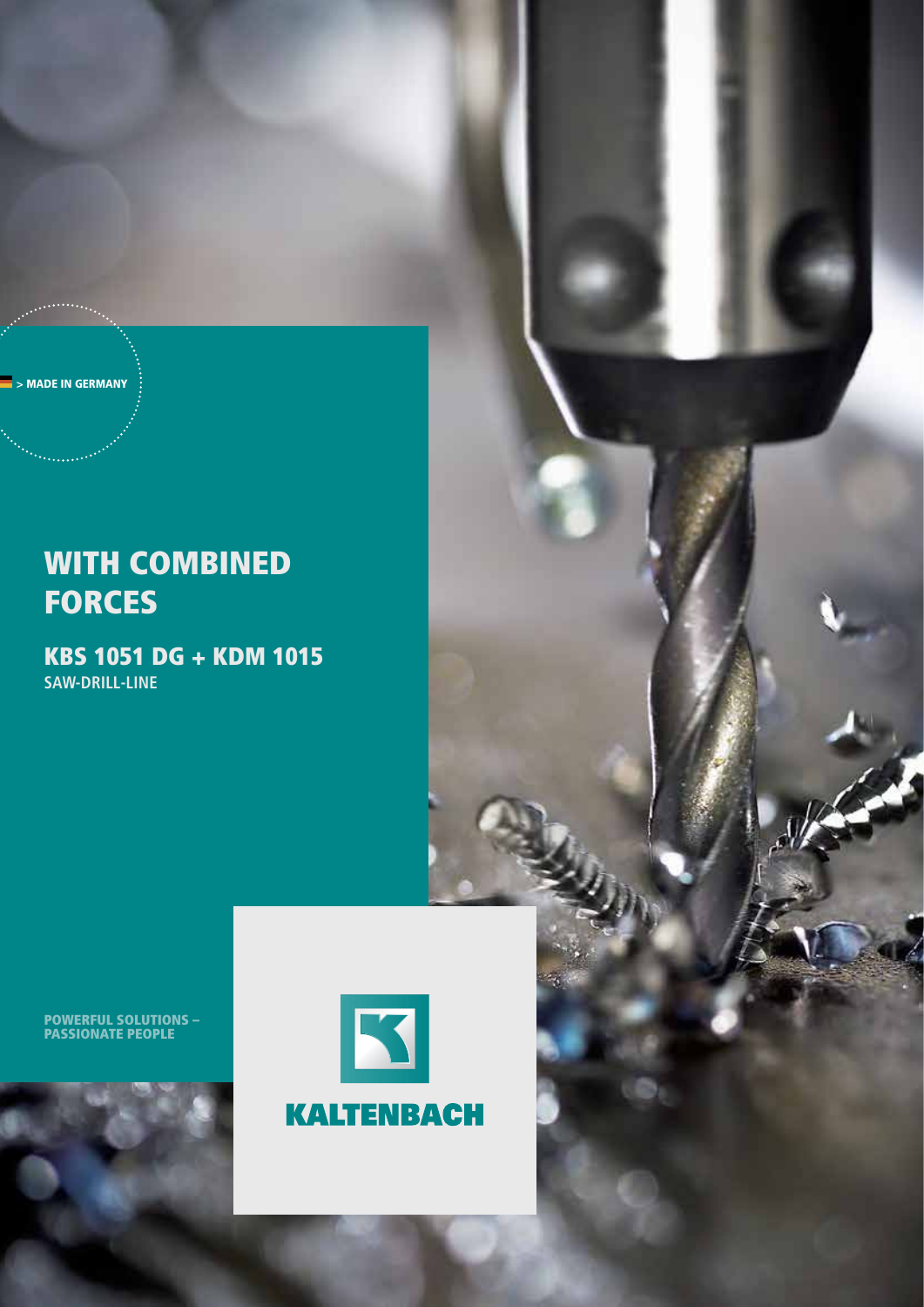> MADE IN GERMANY

# WITH COMBINED FORCES

## KBS 1051 DG + KDM 1015

**SAW-DRILL-LINE**

**POWERFUL SOLUTIONS – PASSIONATE PEOPLE**

**KALTENBACH**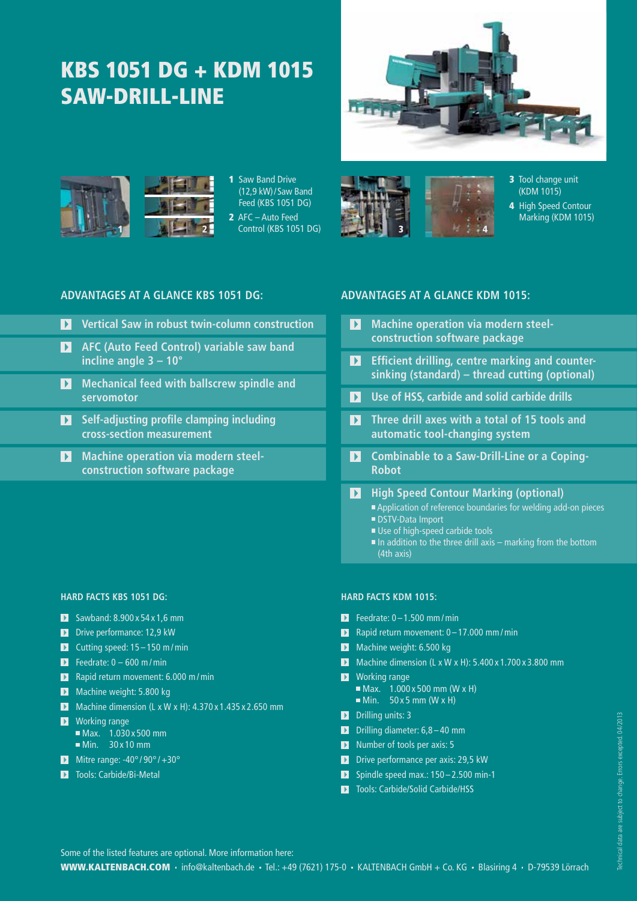# KBS 1051 DG + KDM 1015 SAW-DRILL-LINE

1 Saw Band Drive (12,9 kW)/Saw Band Feed (KBS 1051 DG)
2 AFC – Auto Feed Control (KBS 1051 DG)

3 Tool change unit (KDM 1015)
4 High Speed Contour Marking (KDM 1015)

## ADVANTAGES AT A GLANCE KBS 1051 DG:

- **Vertical Saw in robust twin-column construction**
- **AFC (Auto Feed Control) variable saw band incline angle 3 – 10°**
- **Mechanical feed with ballscrew spindle and servomotor**
- **Self-adjusting profile clamping including cross-section measurement**
- **Machine operation via modern steel-construction software package**

## ADVANTAGES AT A GLANCE KDM 1015:

- **Machine operation via modern steel-construction software package**
- **Efficient drilling, centre marking and counter-sinking (standard) – thread cutting (optional)**
- **Use of HSS, carbide and solid carbide drills**
- **Three drill axes with a total of 15 tools and automatic tool-changing system**
- **Combinable to a Saw-Drill-Line or a Coping-Robot**
- **High Speed Contour Marking (optional)**
  - Application of reference boundaries for welding add-on pieces
  - DSTV-Data Import
  - Use of high-speed carbide tools
  - In addition to the three drill axis – marking from the bottom (4th axis)

### HARD FACTS KBS 1051 DG:

- Sawband: 8.900 x 54 x 1,6 mm
- Drive performance: 12,9 kW
- Cutting speed: 15 – 150 m/min
- Feedrate: 0 – 600 m/min
- Rapid return movement: 6.000 m/min
- Machine weight: 5.800 kg
- Machine dimension (L x W x H): 4.370 x 1.435 x 2.650 mm
- Working range
  - Max. 1.030 x 500 mm
  - Min. 30 x 10 mm
- Mitre range: -40° / 90° / +30°
- Tools: Carbide/Bi-Metal

### HARD FACTS KDM 1015:

- Feedrate: 0 – 1.500 mm/min
- Rapid return movement: 0 – 17.000 mm/min
- Machine weight: 6.500 kg
- Machine dimension (L x W x H): 5.400 x 1.700 x 3.800 mm
- Working range
  - Max. 1.000 x 500 mm (W x H)
  - Min. 50 x 5 mm (W x H)
- Drilling units: 3
- Drilling diameter: 6,8 – 40 mm
- Number of tools per axis: 5
- Drive performance per axis: 29,5 kW
- Spindle speed max.: 150 – 2.500 min-1
- Tools: Carbide/Solid Carbide/HSS

Technical data are subject to change. Errors excepted. 04/2013

Some of the listed features are optional. More information here:
**WWW.KALTENBACH.COM** • info@kaltenbach.de • Tel.: +49 (7621) 175-0 • KALTENBACH GmbH + Co. KG • Blasiring 4 • D-79539 Lörrach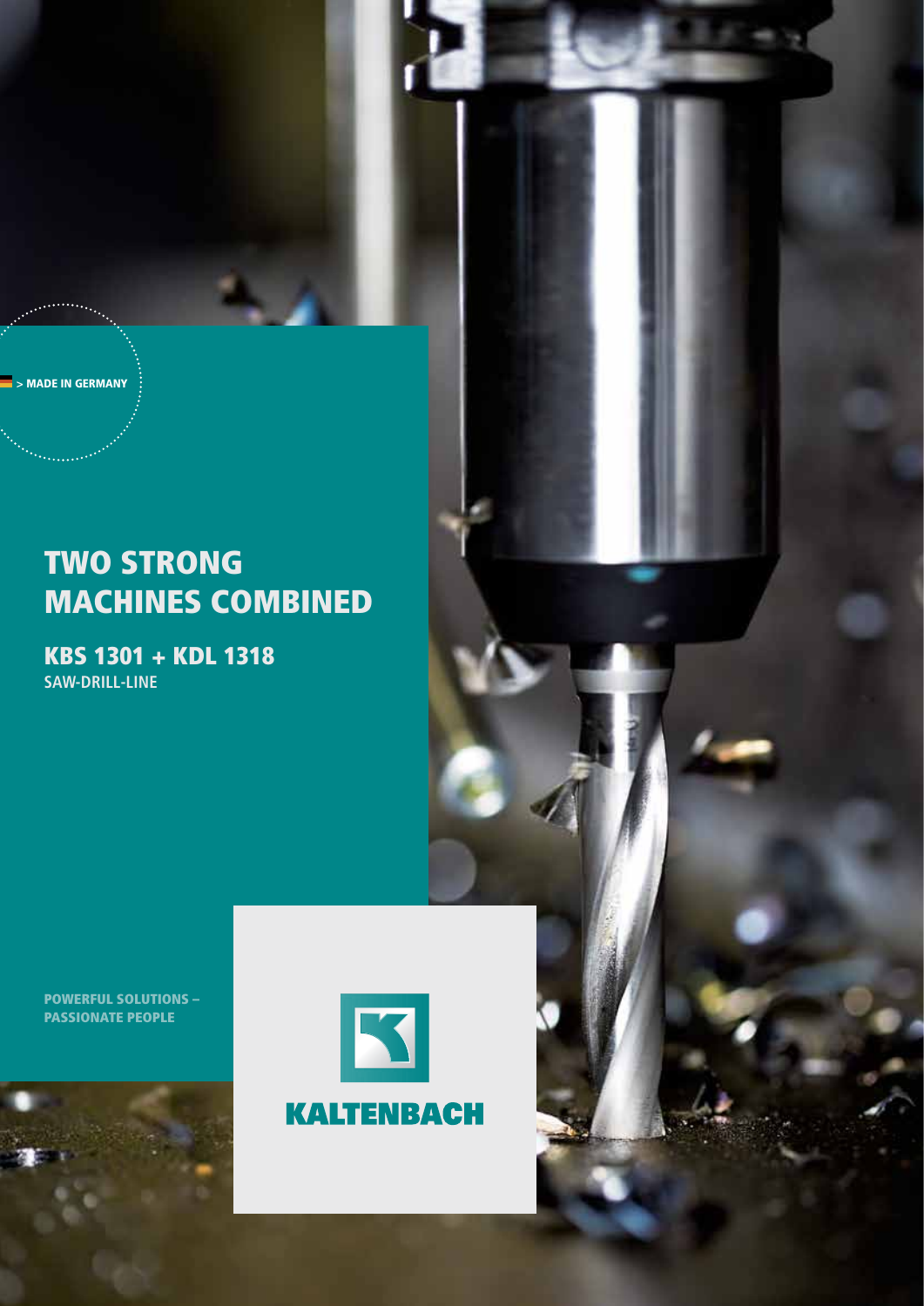> MADE IN GERMANY

# TWO STRONG MACHINES COMBINED

## KBS 1301 + KDL 1318

**SAW-DRILL-LINE**

**POWERFUL SOLUTIONS – PASSIONATE PEOPLE**

KALTENBACH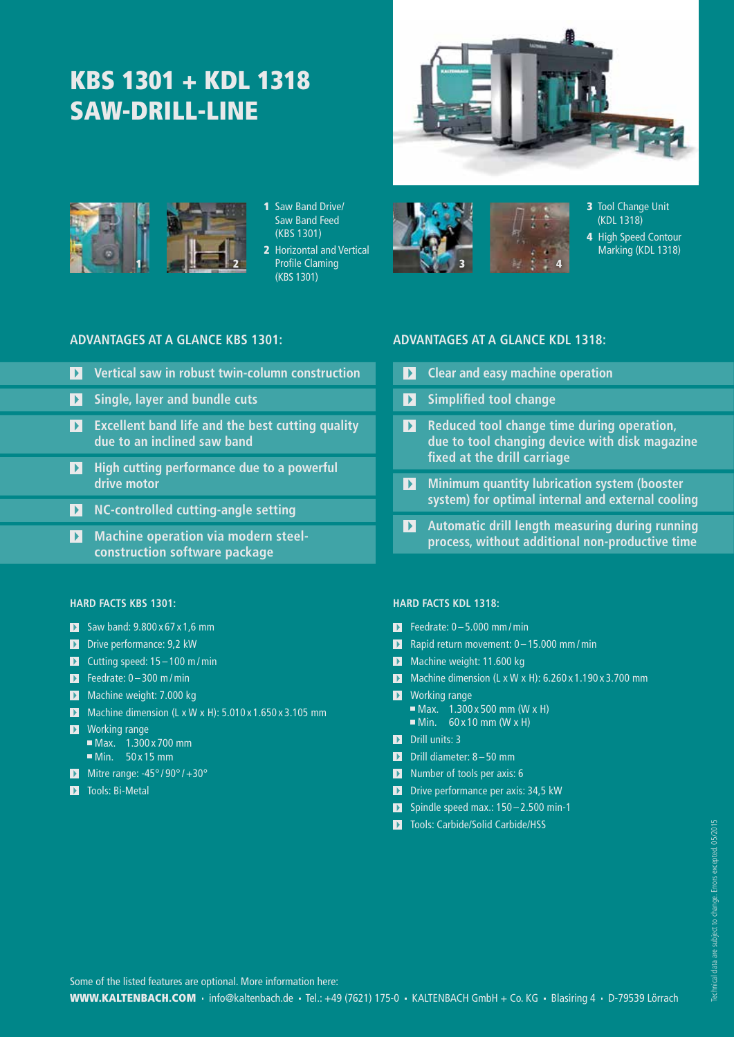# KBS 1301 + KDL 1318 SAW-DRILL-LINE

1 Saw Band Drive/ Saw Band Feed (KBS 1301)
2 Horizontal and Vertical Profile Claming (KBS 1301)

3 Tool Change Unit (KDL 1318)
4 High Speed Contour Marking (KDL 1318)

## ADVANTAGES AT A GLANCE KBS 1301:

- Vertical saw in robust twin-column construction
- Single, layer and bundle cuts
- Excellent band life and the best cutting quality due to an inclined saw band
- High cutting performance due to a powerful drive motor
- NC-controlled cutting-angle setting
- Machine operation via modern steel-construction software package

### HARD FACTS KBS 1301:

- Saw band: 9.800 x 67 x 1,6 mm
- Drive performance: 9,2 kW
- Cutting speed: 15 – 100 m / min
- Feedrate: 0 – 300 m / min
- Machine weight: 7.000 kg
- Machine dimension (L x W x H): 5.010 x 1.650 x 3.105 mm
- Working range
  - Max. 1.300 x 700 mm
  - Min. 50 x 15 mm
- Mitre range: -45° / 90° / +30°
- Tools: Bi-Metal

## ADVANTAGES AT A GLANCE KDL 1318:

- Clear and easy machine operation
- Simplified tool change
- Reduced tool change time during operation, due to tool changing device with disk magazine fixed at the drill carriage
- Minimum quantity lubrication system (booster system) for optimal internal and external cooling
- Automatic drill length measuring during running process, without additional non-productive time

### HARD FACTS KDL 1318:

- Feedrate: 0 – 5.000 mm / min
- Rapid return movement: 0 – 15.000 mm / min
- Machine weight: 11.600 kg
- Machine dimension (L x W x H): 6.260 x 1.190 x 3.700 mm
- Working range
  - Max. 1.300 x 500 mm (W x H)
  - Min. 60 x 10 mm (W x H)
- Drill units: 3
- Drill diameter: 8 – 50 mm
- Number of tools per axis: 6
- Drive performance per axis: 34,5 kW
- Spindle speed max.: 150 – 2.500 min-1
- Tools: Carbide/Solid Carbide/HSS

Technical data are subject to change. Errors excepted. 05/2015

Some of the listed features are optional. More information here:
**WWW.KALTENBACH.COM** • info@kaltenbach.de • Tel.: +49 (7621) 175-0 • KALTENBACH GmbH + Co. KG • Blasiring 4 • D-79539 Lörrach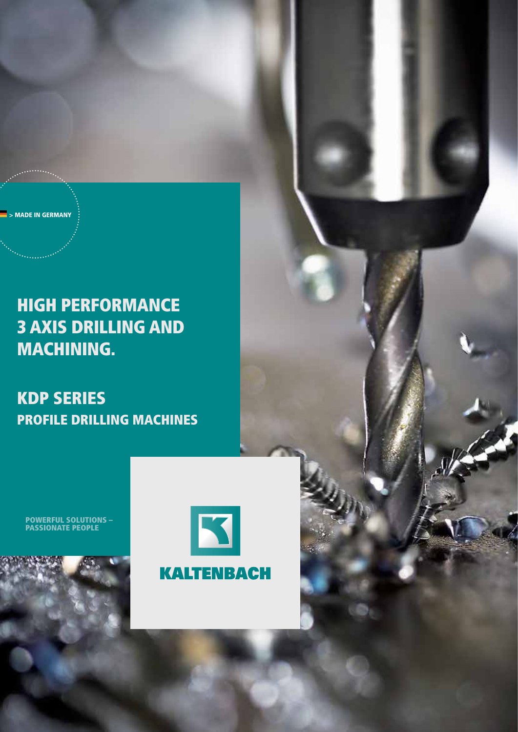> MADE IN GERMANY

# HIGH PERFORMANCE 3 AXIS DRILLING AND MACHINING.

## KDP SERIES
### PROFILE DRILLING MACHINES

POWERFUL SOLUTIONS – PASSIONATE PEOPLE

KALTENBACH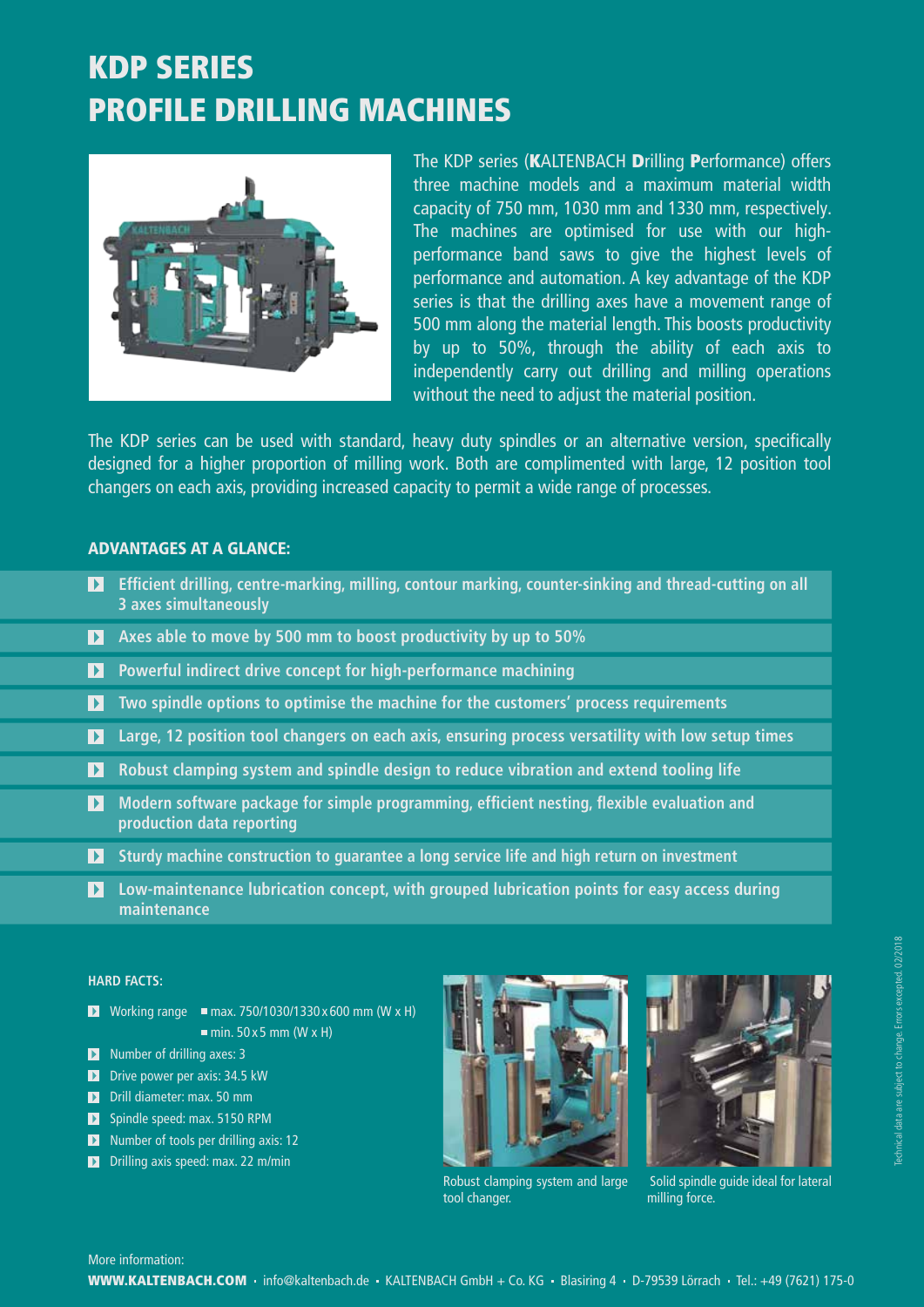# KDP SERIES
# PROFILE DRILLING MACHINES

The KDP series (**K**ALTENBACH **D**rilling **P**erformance) offers three machine models and a maximum material width capacity of 750 mm, 1030 mm and 1330 mm, respectively. The machines are optimised for use with our high-performance band saws to give the highest levels of performance and automation. A key advantage of the KDP series is that the drilling axes have a movement range of 500 mm along the material length. This boosts productivity by up to 50%, through the ability of each axis to independently carry out drilling and milling operations without the need to adjust the material position.

The KDP series can be used with standard, heavy duty spindles or an alternative version, specifically designed for a higher proportion of milling work. Both are complimented with large, 12 position tool changers on each axis, providing increased capacity to permit a wide range of processes.

### ADVANTAGES AT A GLANCE:

- **Efficient drilling, centre-marking, milling, contour marking, counter-sinking and thread-cutting on all 3 axes simultaneously**
- **Axes able to move by 500 mm to boost productivity by up to 50%**
- **Powerful indirect drive concept for high-performance machining**
- **Two spindle options to optimise the machine for the customers' process requirements**
- **Large, 12 position tool changers on each axis, ensuring process versatility with low setup times**
- **Robust clamping system and spindle design to reduce vibration and extend tooling life**
- **Modern software package for simple programming, efficient nesting, flexible evaluation and production data reporting**
- **Sturdy machine construction to guarantee a long service life and high return on investment**
- **Low-maintenance lubrication concept, with grouped lubrication points for easy access during maintenance**

#### HARD FACTS:

- Working range
  - max. 750/1030/1330 x 600 mm (W x H)
  - min. 50 x 5 mm (W x H)
- Number of drilling axes: 3
- Drive power per axis: 34.5 kW
- Drill diameter: max. 50 mm
- Spindle speed: max. 5150 RPM
- Number of tools per drilling axis: 12
- Drilling axis speed: max. 22 m/min

Robust clamping system and large tool changer.

Solid spindle guide ideal for lateral milling force.

Technical data are subject to change. Errors excepted. 02/2018

More information:
**WWW.KALTENBACH.COM** · info@kaltenbach.de · KALTENBACH GmbH + Co. KG · Blasiring 4 · D-79539 Lörrach · Tel.: +49 (7621) 175-0